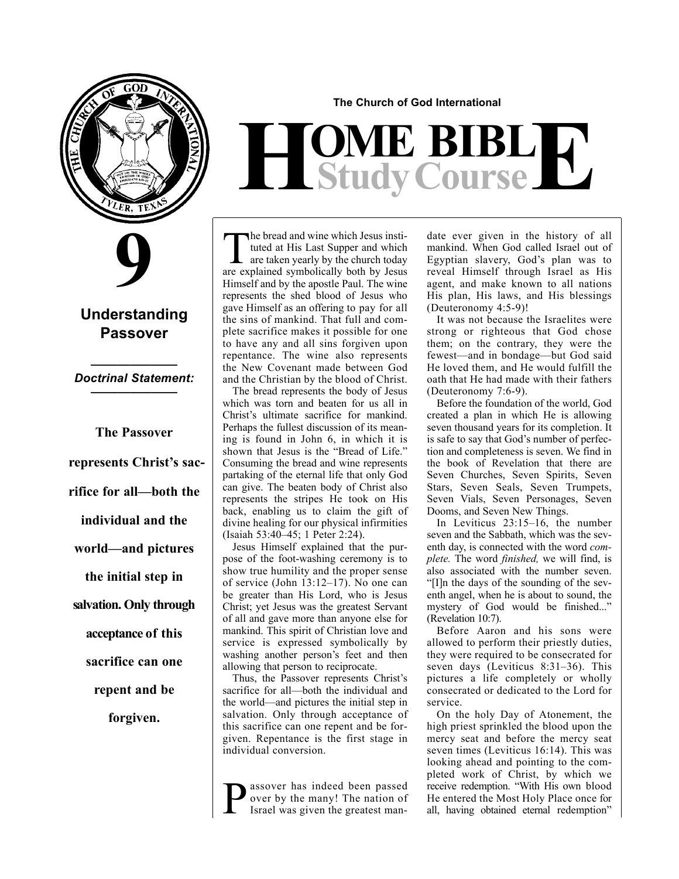The Church of God International

# HOME BIBLE Study Course

# 9

## Understanding Passover

***Doctrinal Statement:***

**The Passover represents Christ's sacrifice for all—both the individual and the world—and pictures the initial step in salvation. Only through acceptance of this sacrifice can one repent and be forgiven.**

The bread and wine which Jesus instituted at His Last Supper and which are taken yearly by the church today are explained symbolically both by Jesus Himself and by the apostle Paul. The wine represents the shed blood of Jesus who gave Himself as an offering to pay for all the sins of mankind. That full and complete sacrifice makes it possible for one to have any and all sins forgiven upon repentance. The wine also represents the New Covenant made between God and the Christian by the blood of Christ.

The bread represents the body of Jesus which was torn and beaten for us all in Christ's ultimate sacrifice for mankind. Perhaps the fullest discussion of its meaning is found in John 6, in which it is shown that Jesus is the "Bread of Life." Consuming the bread and wine represents partaking of the eternal life that only God can give. The beaten body of Christ also represents the stripes He took on His back, enabling us to claim the gift of divine healing for our physical infirmities (Isaiah 53:40–45; 1 Peter 2:24).

Jesus Himself explained that the purpose of the foot-washing ceremony is to show true humility and the proper sense of service (John 13:12–17). No one can be greater than His Lord, who is Jesus Christ; yet Jesus was the greatest Servant of all and gave more than anyone else for mankind. This spirit of Christian love and service is expressed symbolically by washing another person's feet and then allowing that person to reciprocate.

Thus, the Passover represents Christ's sacrifice for all—both the individual and the world—and pictures the initial step in salvation. Only through acceptance of this sacrifice can one repent and be forgiven. Repentance is the first stage in individual conversion.

Passover has indeed been passed over by the many! The nation of Israel was given the greatest mandate ever given in the history of all mankind. When God called Israel out of Egyptian slavery, God's plan was to reveal Himself through Israel as His agent, and make known to all nations His plan, His laws, and His blessings (Deuteronomy 4:5-9)!

It was not because the Israelites were strong or righteous that God chose them; on the contrary, they were the fewest—and in bondage—but God said He loved them, and He would fulfill the oath that He had made with their fathers (Deuteronomy 7:6-9).

Before the foundation of the world, God created a plan in which He is allowing seven thousand years for its completion. It is safe to say that God's number of perfection and completeness is seven. We find in the book of Revelation that there are Seven Churches, Seven Spirits, Seven Stars, Seven Seals, Seven Trumpets, Seven Vials, Seven Personages, Seven Dooms, and Seven New Things.

In Leviticus 23:15–16, the number seven and the Sabbath, which was the seventh day, is connected with the word *complete.* The word *finished,* we will find, is also associated with the number seven. "[I]n the days of the sounding of the seventh angel, when he is about to sound, the mystery of God would be finished..." (Revelation 10:7).

Before Aaron and his sons were allowed to perform their priestly duties, they were required to be consecrated for seven days (Leviticus 8:31–36). This pictures a life completely or wholly consecrated or dedicated to the Lord for service.

On the holy Day of Atonement, the high priest sprinkled the blood upon the mercy seat and before the mercy seat seven times (Leviticus 16:14). This was looking ahead and pointing to the completed work of Christ, by which we receive redemption. "With His own blood He entered the Most Holy Place once for all, having obtained eternal redemption"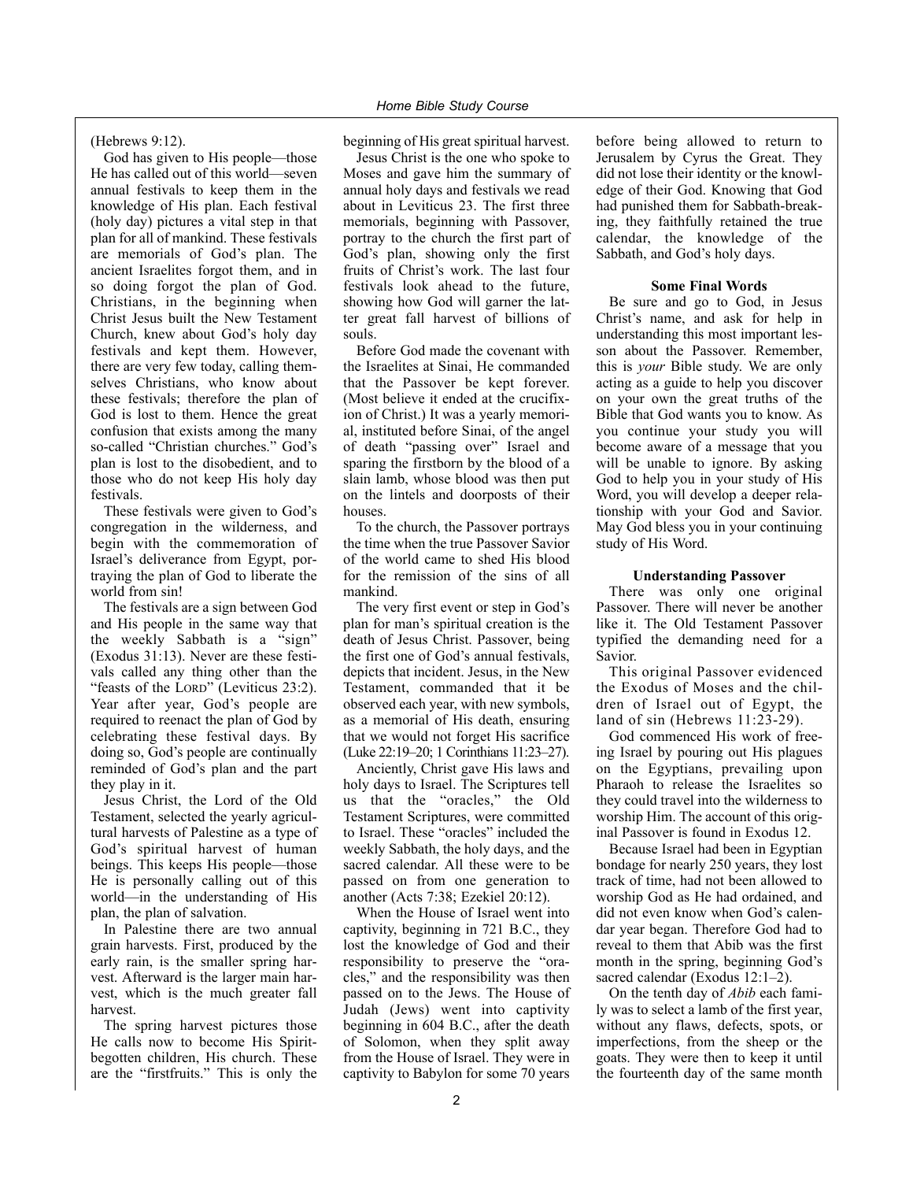(Hebrews 9:12).

God has given to His people—those He has called out of this world—seven annual festivals to keep them in the knowledge of His plan. Each festival (holy day) pictures a vital step in that plan for all of mankind. These festivals are memorials of God's plan. The ancient Israelites forgot them, and in so doing forgot the plan of God. Christians, in the beginning when Christ Jesus built the New Testament Church, knew about God's holy day festivals and kept them. However, there are very few today, calling themselves Christians, who know about these festivals; therefore the plan of God is lost to them. Hence the great confusion that exists among the many so-called "Christian churches." God's plan is lost to the disobedient, and to those who do not keep His holy day festivals.

These festivals were given to God's congregation in the wilderness, and begin with the commemoration of Israel's deliverance from Egypt, portraying the plan of God to liberate the world from sin!

The festivals are a sign between God and His people in the same way that the weekly Sabbath is a "sign" (Exodus 31:13). Never are these festivals called any thing other than the "feasts of the LORD" (Leviticus 23:2). Year after year, God's people are required to reenact the plan of God by celebrating these festival days. By doing so, God's people are continually reminded of God's plan and the part they play in it.

Jesus Christ, the Lord of the Old Testament, selected the yearly agricultural harvests of Palestine as a type of God's spiritual harvest of human beings. This keeps His people—those He is personally calling out of this world—in the understanding of His plan, the plan of salvation.

In Palestine there are two annual grain harvests. First, produced by the early rain, is the smaller spring harvest. Afterward is the larger main harvest, which is the much greater fall harvest.

The spring harvest pictures those He calls now to become His Spirit-begotten children, His church. These are the "firstfruits." This is only the beginning of His great spiritual harvest.

Jesus Christ is the one who spoke to Moses and gave him the summary of annual holy days and festivals we read about in Leviticus 23. The first three memorials, beginning with Passover, portray to the church the first part of God's plan, showing only the first fruits of Christ's work. The last four festivals look ahead to the future, showing how God will garner the latter great fall harvest of billions of souls.

Before God made the covenant with the Israelites at Sinai, He commanded that the Passover be kept forever. (Most believe it ended at the crucifixion of Christ.) It was a yearly memorial, instituted before Sinai, of the angel of death "passing over" Israel and sparing the firstborn by the blood of a slain lamb, whose blood was then put on the lintels and doorposts of their houses.

To the church, the Passover portrays the time when the true Passover Savior of the world came to shed His blood for the remission of the sins of all mankind.

The very first event or step in God's plan for man's spiritual creation is the death of Jesus Christ. Passover, being the first one of God's annual festivals, depicts that incident. Jesus, in the New Testament, commanded that it be observed each year, with new symbols, as a memorial of His death, ensuring that we would not forget His sacrifice (Luke 22:19–20; 1 Corinthians 11:23–27).

Anciently, Christ gave His laws and holy days to Israel. The Scriptures tell us that the "oracles," the Old Testament Scriptures, were committed to Israel. These "oracles" included the weekly Sabbath, the holy days, and the sacred calendar. All these were to be passed on from one generation to another (Acts 7:38; Ezekiel 20:12).

When the House of Israel went into captivity, beginning in 721 B.C., they lost the knowledge of God and their responsibility to preserve the "oracles," and the responsibility was then passed on to the Jews. The House of Judah (Jews) went into captivity beginning in 604 B.C., after the death of Solomon, when they split away from the House of Israel. They were in captivity to Babylon for some 70 years before being allowed to return to Jerusalem by Cyrus the Great. They did not lose their identity or the knowledge of their God. Knowing that God had punished them for Sabbath-breaking, they faithfully retained the true calendar, the knowledge of the Sabbath, and God's holy days.

**Some Final Words**

Be sure and go to God, in Jesus Christ's name, and ask for help in understanding this most important lesson about the Passover. Remember, this is *your* Bible study. We are only acting as a guide to help you discover on your own the great truths of the Bible that God wants you to know. As you continue your study you will become aware of a message that you will be unable to ignore. By asking God to help you in your study of His Word, you will develop a deeper relationship with your God and Savior. May God bless you in your continuing study of His Word.

**Understanding Passover**

There was only one original Passover. There will never be another like it. The Old Testament Passover typified the demanding need for a Savior.

This original Passover evidenced the Exodus of Moses and the children of Israel out of Egypt, the land of sin (Hebrews 11:23-29).

God commenced His work of freeing Israel by pouring out His plagues on the Egyptians, prevailing upon Pharaoh to release the Israelites so they could travel into the wilderness to worship Him. The account of this original Passover is found in Exodus 12.

Because Israel had been in Egyptian bondage for nearly 250 years, they lost track of time, had not been allowed to worship God as He had ordained, and did not even know when God's calendar year began. Therefore God had to reveal to them that Abib was the first month in the spring, beginning God's sacred calendar (Exodus 12:1–2).

On the tenth day of *Abib* each family was to select a lamb of the first year, without any flaws, defects, spots, or imperfections, from the sheep or the goats. They were then to keep it until the fourteenth day of the same month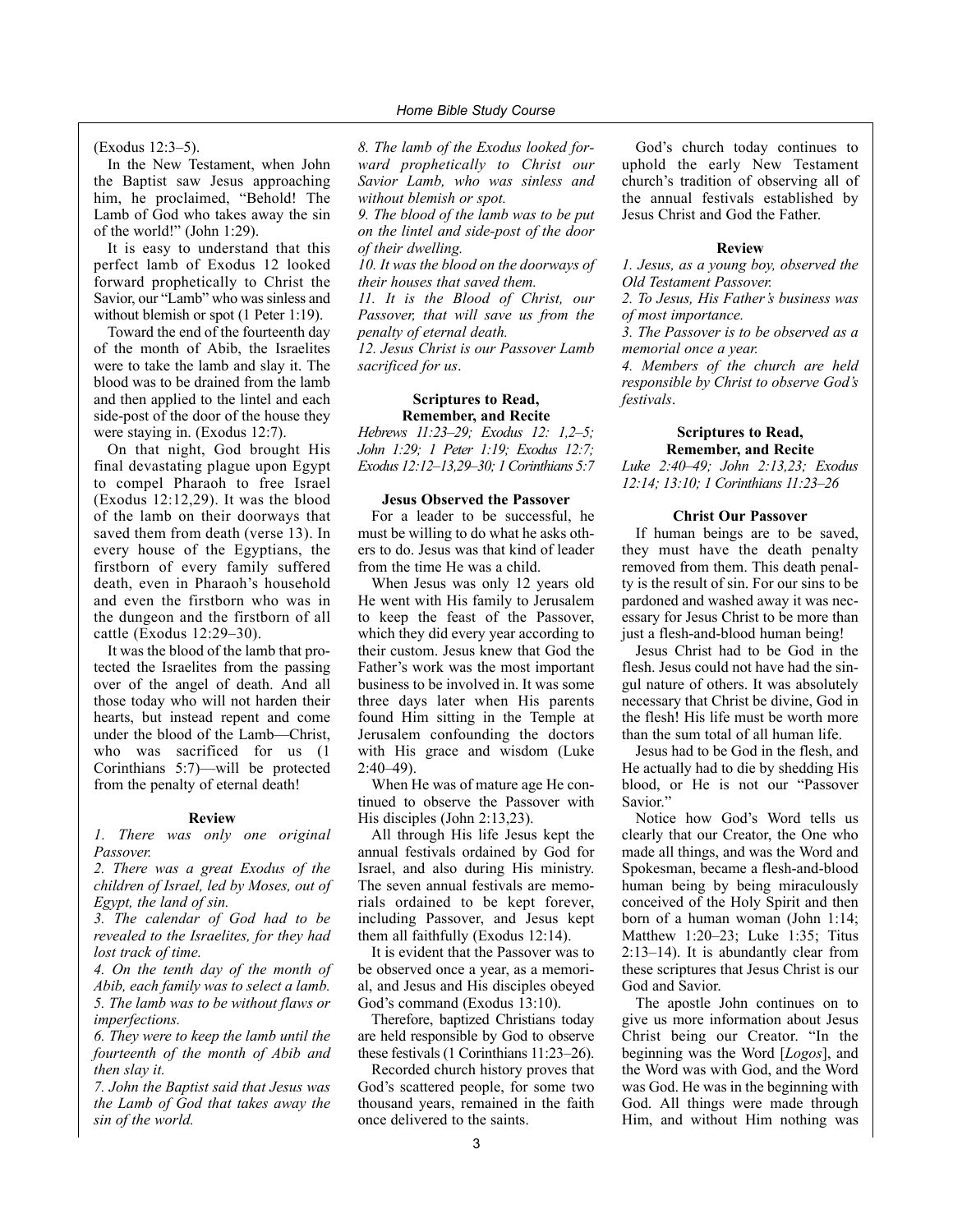(Exodus 12:3–5).

In the New Testament, when John the Baptist saw Jesus approaching him, he proclaimed, "Behold! The Lamb of God who takes away the sin of the world!" (John 1:29).

It is easy to understand that this perfect lamb of Exodus 12 looked forward prophetically to Christ the Savior, our "Lamb" who was sinless and without blemish or spot (1 Peter 1:19).

Toward the end of the fourteenth day of the month of Abib, the Israelites were to take the lamb and slay it. The blood was to be drained from the lamb and then applied to the lintel and each side-post of the door of the house they were staying in. (Exodus 12:7).

On that night, God brought His final devastating plague upon Egypt to compel Pharaoh to free Israel (Exodus 12:12,29). It was the blood of the lamb on their doorways that saved them from death (verse 13). In every house of the Egyptians, the firstborn of every family suffered death, even in Pharaoh's household and even the firstborn who was in the dungeon and the firstborn of all cattle (Exodus 12:29–30).

It was the blood of the lamb that protected the Israelites from the passing over of the angel of death. And all those today who will not harden their hearts, but instead repent and come under the blood of the Lamb—Christ, who was sacrificed for us (1 Corinthians 5:7)—will be protected from the penalty of eternal death!

**Review**

*1. There was only one original Passover.*

*2. There was a great Exodus of the children of Israel, led by Moses, out of Egypt, the land of sin.*

*3. The calendar of God had to be revealed to the Israelites, for they had lost track of time.*

*4. On the tenth day of the month of Abib, each family was to select a lamb.*

*5. The lamb was to be without flaws or imperfections.*

*6. They were to keep the lamb until the fourteenth of the month of Abib and then slay it.*

*7. John the Baptist said that Jesus was the Lamb of God that takes away the sin of the world.*

*8. The lamb of the Exodus looked forward prophetically to Christ our Savior Lamb, who was sinless and without blemish or spot.*

*9. The blood of the lamb was to be put on the lintel and side-post of the door of their dwelling.*

*10. It was the blood on the doorways of their houses that saved them.*

*11. It is the Blood of Christ, our Passover, that will save us from the penalty of eternal death.*

*12. Jesus Christ is our Passover Lamb sacrificed for us.*

**Scriptures to Read, Remember, and Recite**

*Hebrews 11:23–29; Exodus 12: 1,2–5; John 1:29; 1 Peter 1:19; Exodus 12:7; Exodus 12:12–13,29–30; 1 Corinthians 5:7*

**Jesus Observed the Passover**

For a leader to be successful, he must be willing to do what he asks others to do. Jesus was that kind of leader from the time He was a child.

When Jesus was only 12 years old He went with His family to Jerusalem to keep the feast of the Passover, which they did every year according to their custom. Jesus knew that God the Father's work was the most important business to be involved in. It was some three days later when His parents found Him sitting in the Temple at Jerusalem confounding the doctors with His grace and wisdom (Luke 2:40–49).

When He was of mature age He continued to observe the Passover with His disciples (John 2:13,23).

All through His life Jesus kept the annual festivals ordained by God for Israel, and also during His ministry. The seven annual festivals are memorials ordained to be kept forever, including Passover, and Jesus kept them all faithfully (Exodus 12:14).

It is evident that the Passover was to be observed once a year, as a memorial, and Jesus and His disciples obeyed God's command (Exodus 13:10).

Therefore, baptized Christians today are held responsible by God to observe these festivals (1 Corinthians 11:23–26).

Recorded church history proves that God's scattered people, for some two thousand years, remained in the faith once delivered to the saints.

God's church today continues to uphold the early New Testament church's tradition of observing all of the annual festivals established by Jesus Christ and God the Father.

**Review**

*1. Jesus, as a young boy, observed the Old Testament Passover.*

*2. To Jesus, His Father's business was of most importance.*

*3. The Passover is to be observed as a memorial once a year.*

*4. Members of the church are held responsible by Christ to observe God's festivals.*

**Scriptures to Read, Remember, and Recite**

*Luke 2:40–49; John 2:13,23; Exodus 12:14; 13:10; 1 Corinthians 11:23–26*

**Christ Our Passover**

If human beings are to be saved, they must have the death penalty removed from them. This death penalty is the result of sin. For our sins to be pardoned and washed away it was necessary for Jesus Christ to be more than just a flesh-and-blood human being!

Jesus Christ had to be God in the flesh. Jesus could not have had the singul nature of others. It was absolutely necessary that Christ be divine, God in the flesh! His life must be worth more than the sum total of all human life.

Jesus had to be God in the flesh, and He actually had to die by shedding His blood, or He is not our "Passover Savior."

Notice how God's Word tells us clearly that our Creator, the One who made all things, and was the Word and Spokesman, became a flesh-and-blood human being by being miraculously conceived of the Holy Spirit and then born of a human woman (John 1:14; Matthew 1:20–23; Luke 1:35; Titus 2:13–14). It is abundantly clear from these scriptures that Jesus Christ is our God and Savior.

The apostle John continues on to give us more information about Jesus Christ being our Creator. "In the beginning was the Word [*Logos*], and the Word was with God, and the Word was God. He was in the beginning with God. All things were made through Him, and without Him nothing was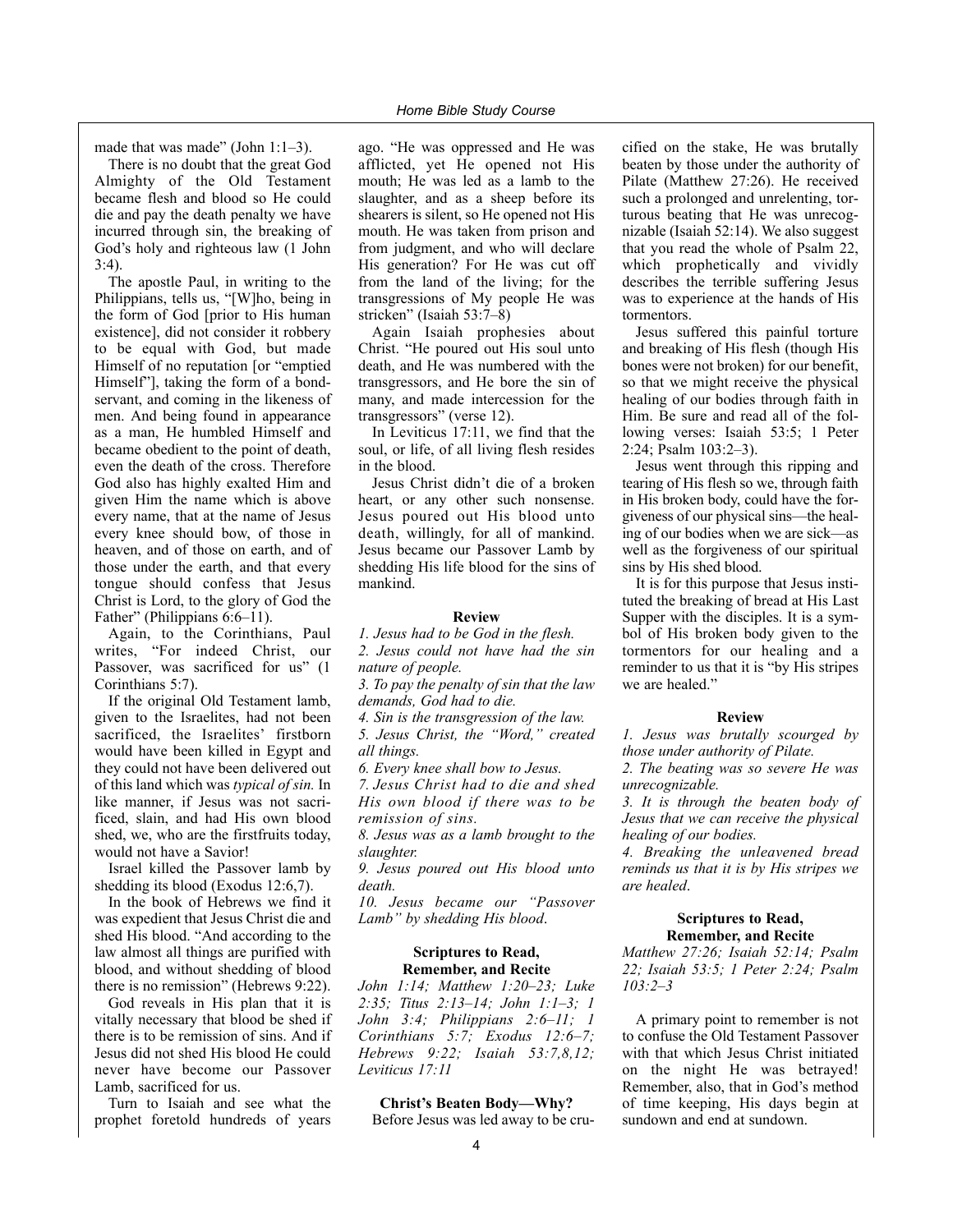made that was made" (John 1:1–3).

There is no doubt that the great God Almighty of the Old Testament became flesh and blood so He could die and pay the death penalty we have incurred through sin, the breaking of God's holy and righteous law (1 John 3:4).

The apostle Paul, in writing to the Philippians, tells us, "[W]ho, being in the form of God [prior to His human existence], did not consider it robbery to be equal with God, but made Himself of no reputation [or "emptied Himself"], taking the form of a bondservant, and coming in the likeness of men. And being found in appearance as a man, He humbled Himself and became obedient to the point of death, even the death of the cross. Therefore God also has highly exalted Him and given Him the name which is above every name, that at the name of Jesus every knee should bow, of those in heaven, and of those on earth, and of those under the earth, and that every tongue should confess that Jesus Christ is Lord, to the glory of God the Father" (Philippians 6:6–11).

Again, to the Corinthians, Paul writes, "For indeed Christ, our Passover, was sacrificed for us" (1 Corinthians 5:7).

If the original Old Testament lamb, given to the Israelites, had not been sacrificed, the Israelites' firstborn would have been killed in Egypt and they could not have been delivered out of this land which was *typical of sin.* In like manner, if Jesus was not sacrificed, slain, and had His own blood shed, we, who are the firstfruits today, would not have a Savior!

Israel killed the Passover lamb by shedding its blood (Exodus 12:6,7).

In the book of Hebrews we find it was expedient that Jesus Christ die and shed His blood. "And according to the law almost all things are purified with blood, and without shedding of blood there is no remission" (Hebrews 9:22).

God reveals in His plan that it is vitally necessary that blood be shed if there is to be remission of sins. And if Jesus did not shed His blood He could never have become our Passover Lamb, sacrificed for us.

Turn to Isaiah and see what the prophet foretold hundreds of years ago. "He was oppressed and He was afflicted, yet He opened not His mouth; He was led as a lamb to the slaughter, and as a sheep before its shearers is silent, so He opened not His mouth. He was taken from prison and from judgment, and who will declare His generation? For He was cut off from the land of the living; for the transgressions of My people He was stricken" (Isaiah 53:7–8)

Again Isaiah prophesies about Christ. "He poured out His soul unto death, and He was numbered with the transgressors, and He bore the sin of many, and made intercession for the transgressors" (verse 12).

In Leviticus 17:11, we find that the soul, or life, of all living flesh resides in the blood.

Jesus Christ didn't die of a broken heart, or any other such nonsense. Jesus poured out His blood unto death, willingly, for all of mankind. Jesus became our Passover Lamb by shedding His life blood for the sins of mankind.

**Review**

*1. Jesus had to be God in the flesh.*
*2. Jesus could not have had the sin nature of people.*
*3. To pay the penalty of sin that the law demands, God had to die.*
*4. Sin is the transgression of the law.*
*5. Jesus Christ, the "Word," created all things.*
*6. Every knee shall bow to Jesus.*
*7. Jesus Christ had to die and shed His own blood if there was to be remission of sins.*
*8. Jesus was as a lamb brought to the slaughter.*
*9. Jesus poured out His blood unto death.*
*10. Jesus became our "Passover Lamb" by shedding His blood.*

**Scriptures to Read, Remember, and Recite**

*John 1:14; Matthew 1:20–23; Luke 2:35; Titus 2:13–14; John 1:1–3; 1 John 3:4; Philippians 2:6–11; 1 Corinthians 5:7; Exodus 12:6–7; Hebrews 9:22; Isaiah 53:7,8,12; Leviticus 17:11*

**Christ's Beaten Body—Why?**

Before Jesus was led away to be crucified on the stake, He was brutally beaten by those under the authority of Pilate (Matthew 27:26). He received such a prolonged and unrelenting, torturous beating that He was unrecognizable (Isaiah 52:14). We also suggest that you read the whole of Psalm 22, which prophetically and vividly describes the terrible suffering Jesus was to experience at the hands of His tormentors.

Jesus suffered this painful torture and breaking of His flesh (though His bones were not broken) for our benefit, so that we might receive the physical healing of our bodies through faith in Him. Be sure and read all of the following verses: Isaiah 53:5; 1 Peter 2:24; Psalm 103:2–3).

Jesus went through this ripping and tearing of His flesh so we, through faith in His broken body, could have the forgiveness of our physical sins—the healing of our bodies when we are sick—as well as the forgiveness of our spiritual sins by His shed blood.

It is for this purpose that Jesus instituted the breaking of bread at His Last Supper with the disciples. It is a symbol of His broken body given to the tormentors for our healing and a reminder to us that it is "by His stripes we are healed."

**Review**

*1. Jesus was brutally scourged by those under authority of Pilate.*
*2. The beating was so severe He was unrecognizable.*
*3. It is through the beaten body of Jesus that we can receive the physical healing of our bodies.*
*4. Breaking the unleavened bread reminds us that it is by His stripes we are healed.*

**Scriptures to Read, Remember, and Recite**

*Matthew 27:26; Isaiah 52:14; Psalm 22; Isaiah 53:5; 1 Peter 2:24; Psalm 103:2–3*

A primary point to remember is not to confuse the Old Testament Passover with that which Jesus Christ initiated on the night He was betrayed! Remember, also, that in God's method of time keeping, His days begin at sundown and end at sundown.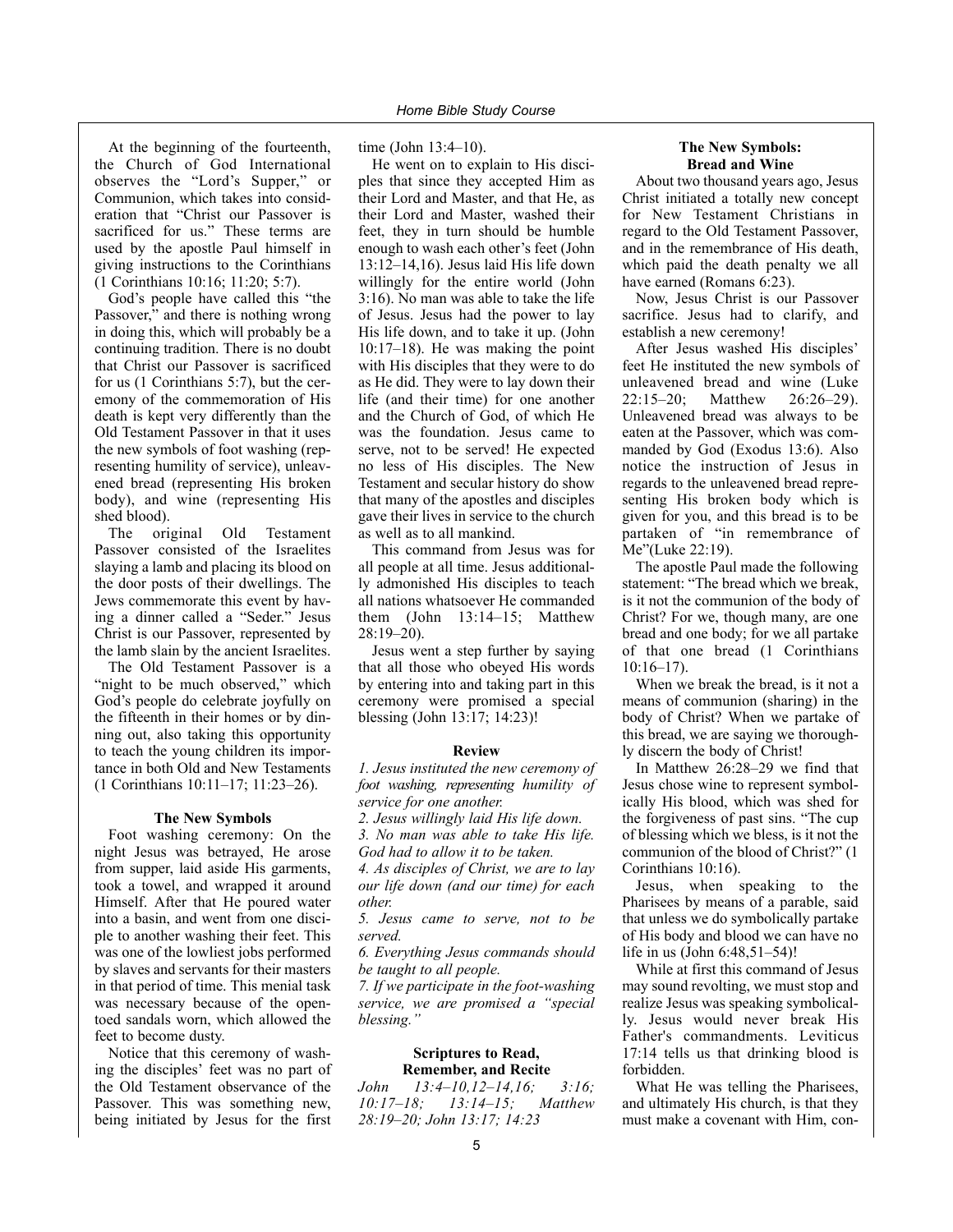At the beginning of the fourteenth, the Church of God International observes the "Lord's Supper," or Communion, which takes into consideration that "Christ our Passover is sacrificed for us." These terms are used by the apostle Paul himself in giving instructions to the Corinthians (1 Corinthians 10:16; 11:20; 5:7).

God's people have called this "the Passover," and there is nothing wrong in doing this, which will probably be a continuing tradition. There is no doubt that Christ our Passover is sacrificed for us (1 Corinthians 5:7), but the ceremony of the commemoration of His death is kept very differently than the Old Testament Passover in that it uses the new symbols of foot washing (representing humility of service), unleavened bread (representing His broken body), and wine (representing His shed blood).

The original Old Testament Passover consisted of the Israelites slaying a lamb and placing its blood on the door posts of their dwellings. The Jews commemorate this event by having a dinner called a "Seder." Jesus Christ is our Passover, represented by the lamb slain by the ancient Israelites.

The Old Testament Passover is a "night to be much observed," which God's people do celebrate joyfully on the fifteenth in their homes or by dining out, also taking this opportunity to teach the young children its importance in both Old and New Testaments (1 Corinthians 10:11–17; 11:23–26).

### The New Symbols

Foot washing ceremony: On the night Jesus was betrayed, He arose from supper, laid aside His garments, took a towel, and wrapped it around Himself. After that He poured water into a basin, and went from one disciple to another washing their feet. This was one of the lowliest jobs performed by slaves and servants for their masters in that period of time. This menial task was necessary because of the open-toed sandals worn, which allowed the feet to become dusty.

Notice that this ceremony of washing the disciples' feet was no part of the Old Testament observance of the Passover. This was something new, being initiated by Jesus for the first time (John 13:4–10).

He went on to explain to His disciples that since they accepted Him as their Lord and Master, and that He, as their Lord and Master, washed their feet, they in turn should be humble enough to wash each other's feet (John 13:12–14,16). Jesus laid His life down willingly for the entire world (John 3:16). No man was able to take the life of Jesus. Jesus had the power to lay His life down, and to take it up. (John 10:17–18). He was making the point with His disciples that they were to do as He did. They were to lay down their life (and their time) for one another and the Church of God, of which He was the foundation. Jesus came to serve, not to be served! He expected no less of His disciples. The New Testament and secular history do show that many of the apostles and disciples gave their lives in service to the church as well as to all mankind.

This command from Jesus was for all people at all time. Jesus additionally admonished His disciples to teach all nations whatsoever He commanded them (John 13:14–15; Matthew 28:19–20).

Jesus went a step further by saying that all those who obeyed His words by entering into and taking part in this ceremony were promised a special blessing (John 13:17; 14:23)!

#### Review

*1. Jesus instituted the new ceremony of foot washing, representing humility of service for one another.*

*2. Jesus willingly laid His life down.*

*3. No man was able to take His life. God had to allow it to be taken.*

*4. As disciples of Christ, we are to lay our life down (and our time) for each other.*

*5. Jesus came to serve, not to be served.*

*6. Everything Jesus commands should be taught to all people.*

*7. If we participate in the foot-washing service, we are promised a "special blessing."*

#### Scriptures to Read, Remember, and Recite

*John 13:4–10,12–14,16; 3:16; 10:17–18; 13:14–15; Matthew 28:19–20; John 13:17; 14:23*

### The New Symbols: Bread and Wine

About two thousand years ago, Jesus Christ initiated a totally new concept for New Testament Christians in regard to the Old Testament Passover, and in the remembrance of His death, which paid the death penalty we all have earned (Romans 6:23).

Now, Jesus Christ is our Passover sacrifice. Jesus had to clarify, and establish a new ceremony!

After Jesus washed His disciples' feet He instituted the new symbols of unleavened bread and wine (Luke 22:15–20; Matthew 26:26–29). Unleavened bread was always to be eaten at the Passover, which was commanded by God (Exodus 13:6). Also notice the instruction of Jesus in regards to the unleavened bread representing His broken body which is given for you, and this bread is to be partaken of "in remembrance of Me"(Luke 22:19).

The apostle Paul made the following statement: "The bread which we break, is it not the communion of the body of Christ? For we, though many, are one bread and one body; for we all partake of that one bread (1 Corinthians 10:16–17).

When we break the bread, is it not a means of communion (sharing) in the body of Christ? When we partake of this bread, we are saying we thoroughly discern the body of Christ!

In Matthew 26:28–29 we find that Jesus chose wine to represent symbolically His blood, which was shed for the forgiveness of past sins. "The cup of blessing which we bless, is it not the communion of the blood of Christ?" (1 Corinthians 10:16).

Jesus, when speaking to the Pharisees by means of a parable, said that unless we do symbolically partake of His body and blood we can have no life in us (John 6:48,51–54)!

While at first this command of Jesus may sound revolting, we must stop and realize Jesus was speaking symbolically. Jesus would never break His Father's commandments. Leviticus 17:14 tells us that drinking blood is forbidden.

What He was telling the Pharisees, and ultimately His church, is that they must make a covenant with Him, con-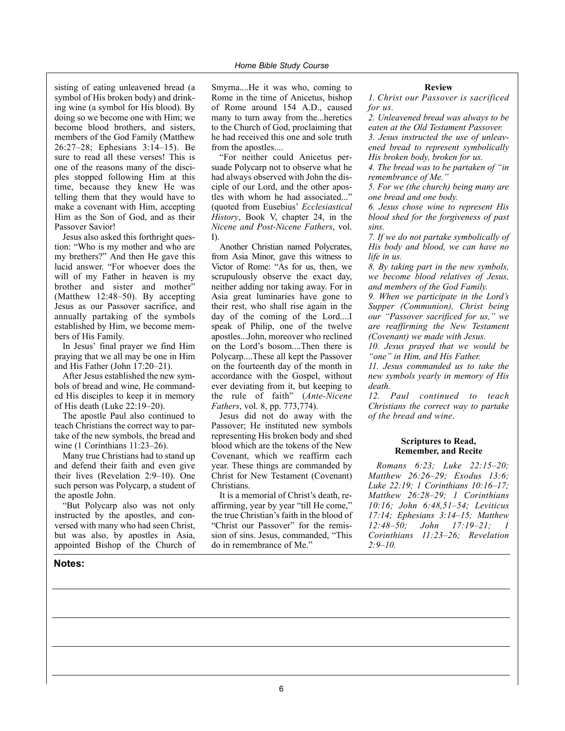sisting of eating unleavened bread (a symbol of His broken body) and drinking wine (a symbol for His blood). By doing so we become one with Him; we become blood brothers, and sisters, members of the God Family (Matthew 26:27–28; Ephesians 3:14–15). Be sure to read all these verses! This is one of the reasons many of the disciples stopped following Him at this time, because they knew He was telling them that they would have to make a covenant with Him, accepting Him as the Son of God, and as their Passover Savior!

Jesus also asked this forthright question: "Who is my mother and who are my brethers?" And then He gave this lucid answer. "For whoever does the will of my Father in heaven is my brother and sister and mother" (Matthew 12:48–50). By accepting Jesus as our Passover sacrifice, and annually partaking of the symbols established by Him, we become members of His Family.

In Jesus' final prayer we find Him praying that we all may be one in Him and His Father (John 17:20–21).

After Jesus established the new symbols of bread and wine, He commanded His disciples to keep it in memory of His death (Luke 22:19–20).

The apostle Paul also continued to teach Christians the correct way to partake of the new symbols, the bread and wine (1 Corinthians 11:23–26).

Many true Christians had to stand up and defend their faith and even give their lives (Revelation 2:9–10). One such person was Polycarp, a student of the apostle John.

"But Polycarp also was not only instructed by the apostles, and conversed with many who had seen Christ, but was also, by apostles in Asia, appointed Bishop of the Church of Smyrna....He it was who, coming to Rome in the time of Anicetus, bishop of Rome around 154 A.D., caused many to turn away from the...heretics to the Church of God, proclaiming that he had received this one and sole truth from the apostles....

"For neither could Anicetus persuade Polycarp not to observe what he had always observed with John the disciple of our Lord, and the other apostles with whom he had associated..." (quoted from Eusebius' *Ecclesiastical History*, Book V, chapter 24, in the *Nicene and Post-Nicene Fathers*, vol. I).

Another Christian named Polycrates, from Asia Minor, gave this witness to Victor of Rome: "As for us, then, we scrupulously observe the exact day, neither adding nor taking away. For in Asia great luminaries have gone to their rest, who shall rise again in the day of the coming of the Lord....I speak of Philip, one of the twelve apostles...John, moreover who reclined on the Lord's bosom....Then there is Polycarp....These all kept the Passover on the fourteenth day of the month in accordance with the Gospel, without ever deviating from it, but keeping to the rule of faith" (*Ante-Nicene Fathers*, vol. 8, pp. 773,774).

Jesus did not do away with the Passover; He instituted new symbols representing His broken body and shed blood which are the tokens of the New Covenant, which we reaffirm each year. These things are commanded by Christ for New Testament (Covenant) Christians.

It is a memorial of Christ's death, reaffirming, year by year "till He come," the true Christian's faith in the blood of "Christ our Passover" for the remission of sins. Jesus, commanded, "This do in remembrance of Me."

**Review**

*1. Christ our Passover is sacrificed for us.*

*2. Unleavened bread was always to be eaten at the Old Testament Passover.*

*3. Jesus instructed the use of unleavened bread to represent symbolically His broken body, broken for us.*

*4. The bread was to be partaken of "in remembrance of Me."*

*5. For we (the church) being many are one bread and one body.*

*6. Jesus chose wine to represent His blood shed for the forgiveness of past sins.*

*7. If we do not partake symbolically of His body and blood, we can have no life in us.*

*8. By taking part in the new symbols, we become blood relatives of Jesus, and members of the God Family.*

*9. When we participate in the Lord's Supper (Communion), Christ being our "Passover sacrificed for us," we are reaffirming the New Testament (Covenant) we made with Jesus.*

*10. Jesus prayed that we would be "one" in Him, and His Father.*

*11. Jesus commanded us to take the new symbols yearly in memory of His death.*

*12. Paul continued to teach Christians the correct way to partake of the bread and wine.*

**Scriptures to Read, Remember, and Recite**

*Romans 6:23; Luke 22:15–20; Matthew 26:26–29; Exodus 13:6; Luke 22:19; 1 Corinthians 10:16–17; Matthew 26:28–29; 1 Corinthians 10:16; John 6:48,51–54; Leviticus 17:14; Ephesians 3:14–15; Matthew 12:48–50; John 17:19–21; 1 Corinthians 11:23–26; Revelation 2:9–10.*

**Notes:**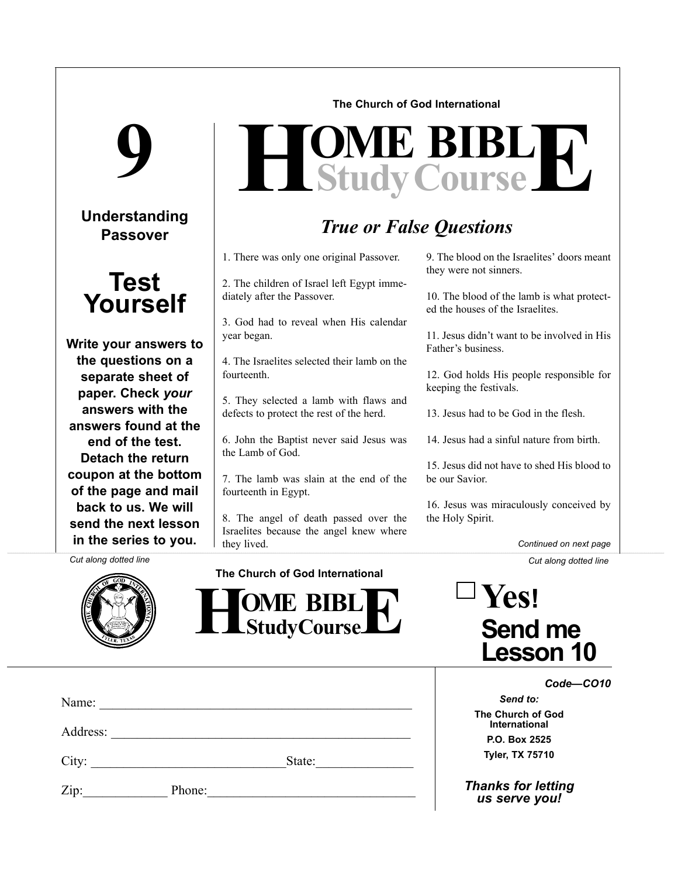# 9

## Understanding Passover

## Test Yourself

**Write your answers to the questions on a separate sheet of paper. Check *your* answers with the answers found at the end of the test. Detach the return coupon at the bottom of the page and mail back to us. We will send the next lesson in the series to you.**

The Church of God International

# HOME BIBLE Study Course

## *True or False Questions*

1. There was only one original Passover.

2. The children of Israel left Egypt immediately after the Passover.

3. God had to reveal when His calendar year began.

4. The Israelites selected their lamb on the fourteenth.

5. They selected a lamb with flaws and defects to protect the rest of the herd.

6. John the Baptist never said Jesus was the Lamb of God.

7. The lamb was slain at the end of the fourteenth in Egypt.

8. The angel of death passed over the Israelites because the angel knew where they lived.

9. The blood on the Israelites' doors meant they were not sinners.

10. The blood of the lamb is what protected the houses of the Israelites.

11. Jesus didn't want to be involved in His Father's business.

12. God holds His people responsible for keeping the festivals.

13. Jesus had to be God in the flesh.

14. Jesus had a sinful nature from birth.

15. Jesus did not have to shed His blood to be our Savior.

16. Jesus was miraculously conceived by the Holy Spirit.

*Continued on next page*

*Cut along dotted line*

The Church of God International

# HOME BIBLE StudyCourse

☐ **Yes! Send me Lesson 10**

Name: ____________________________________________

Address: __________________________________________

City: ____________________________ State: ______________

Zip: ____________ Phone: ________________________________

***Code—CO10***

***Send to:***

**The Church of God International**
**P.O. Box 2525**
**Tyler, TX 75710**

***Thanks for letting us serve you!***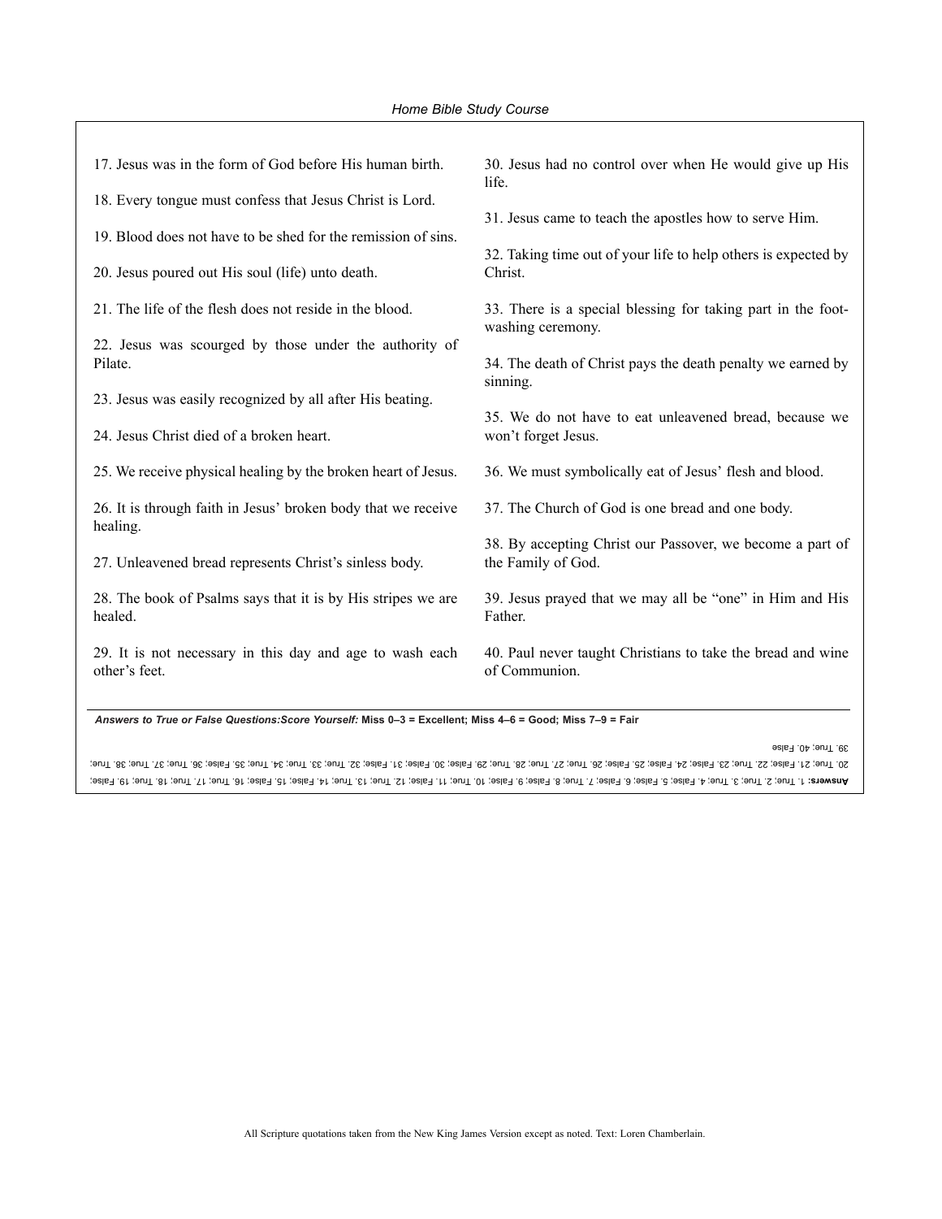17. Jesus was in the form of God before His human birth.

18. Every tongue must confess that Jesus Christ is Lord.

19. Blood does not have to be shed for the remission of sins.

20. Jesus poured out His soul (life) unto death.

21. The life of the flesh does not reside in the blood.

22. Jesus was scourged by those under the authority of Pilate.

23. Jesus was easily recognized by all after His beating.

24. Jesus Christ died of a broken heart.

25. We receive physical healing by the broken heart of Jesus.

26. It is through faith in Jesus' broken body that we receive healing.

27. Unleavened bread represents Christ's sinless body.

28. The book of Psalms says that it is by His stripes we are healed.

29. It is not necessary in this day and age to wash each other's feet.

30. Jesus had no control over when He would give up His life.

31. Jesus came to teach the apostles how to serve Him.

32. Taking time out of your life to help others is expected by Christ.

33. There is a special blessing for taking part in the foot-washing ceremony.

34. The death of Christ pays the death penalty we earned by sinning.

35. We do not have to eat unleavened bread, because we won't forget Jesus.

36. We must symbolically eat of Jesus' flesh and blood.

37. The Church of God is one bread and one body.

38. By accepting Christ our Passover, we become a part of the Family of God.

39. Jesus prayed that we may all be "one" in Him and His Father.

40. Paul never taught Christians to take the bread and wine of Communion.

***Answers to True or False Questions:Score Yourself:*** **Miss 0–3 = Excellent; Miss 4–6 = Good; Miss 7–9 = Fair**

**Answers:** 1. True; 2. True; 3. True; 4. False; 5. False; 6. False; 7. True; 8. False; 9. False; 10. True; 11. False; 12. True; 13. True; 14. False; 15. False; 16. True; 17. True; 18. True; 19. False; 20. True; 21. False; 22. True; 23. False; 24. False; 25. False; 26. True; 27. True; 28. True; 29. False; 30. False; 31. False; 32. True; 33. True; 34. True; 35. False; 36. True; 37. True; 38. True; 39. True; 40. False

All Scripture quotations taken from the New King James Version except as noted. Text: Loren Chamberlain.